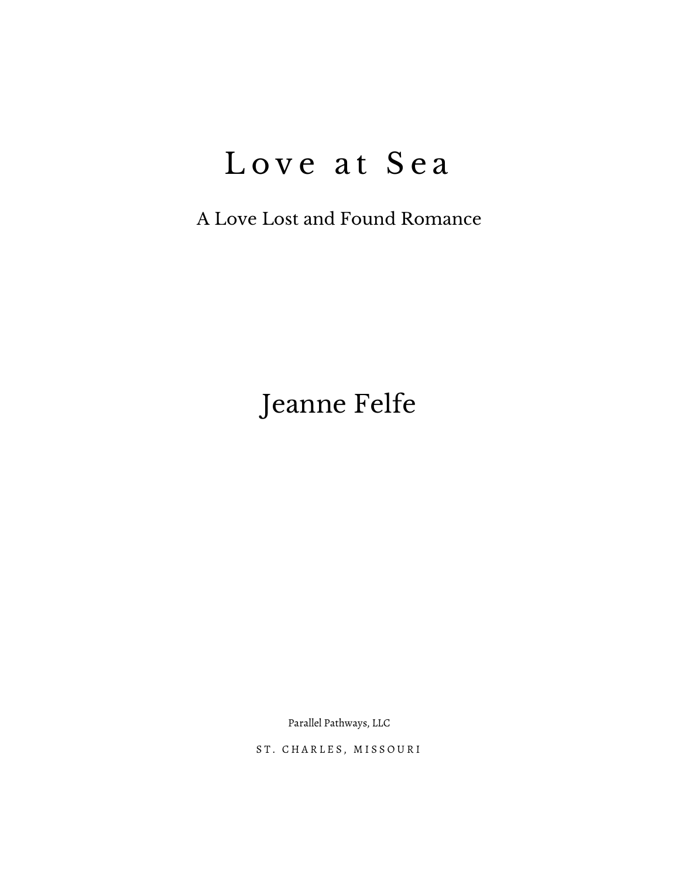# Love at Sea

## A Love Lost and Found Romance

### Jeanne Felfe

Parallel Pathways, LLC

ST. CHARLES, MISSOURI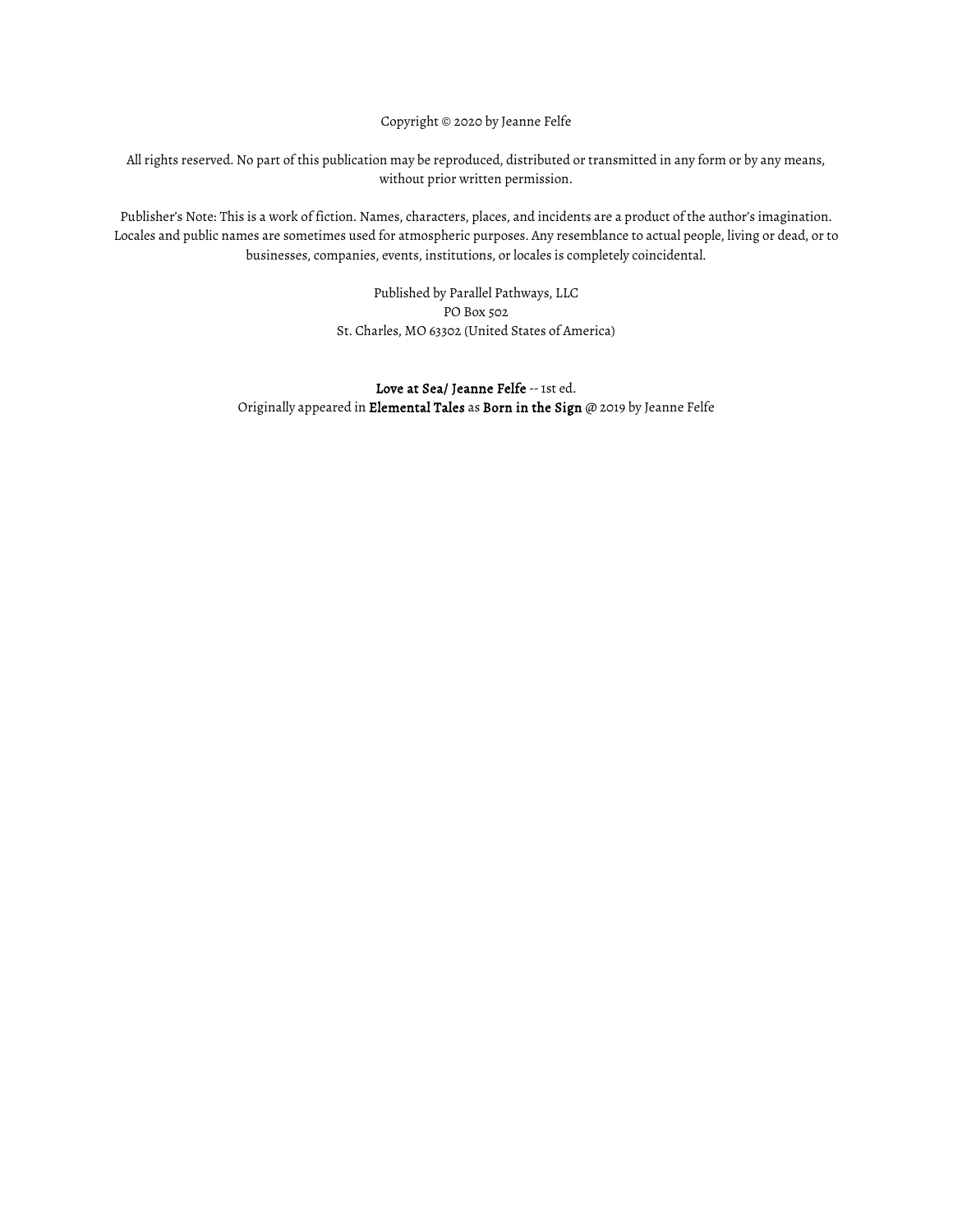Copyright © 2020 by Jeanne Felfe

All rights reserved. No part of this publication may be reproduced, distributed or transmitted in any form or by any means, without prior written permission.

Publisher's Note: This is a work of fiction. Names, characters, places, and incidents are a product of the author's imagination. Locales and public names are sometimes used for atmospheric purposes. Any resemblance to actual people, living or dead, or to businesses, companies, events, institutions, or locales is completely coincidental.

Published by Parallel Pathways, LLC  
PO Box 502  
St. Charles, MO 63302 (United States of America)

**Love at Sea/ Jeanne Felfe** -- 1st ed.  
Originally appeared in **Elemental Tales** as **Born in the Sign** @ 2019 by Jeanne Felfe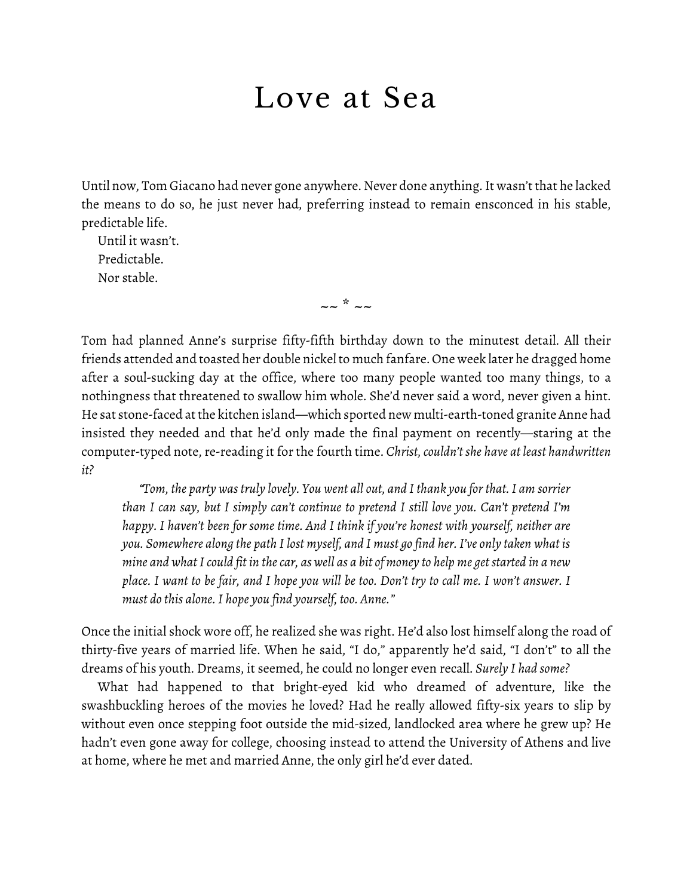# Love at Sea

Until now, Tom Giacano had never gone anywhere. Never done anything. It wasn't that he lacked the means to do so, he just never had, preferring instead to remain ensconced in his stable, predictable life.

Until it wasn't.

Predictable.

Nor stable.

~~ * ~~

Tom had planned Anne's surprise fifty-fifth birthday down to the minutest detail. All their friends attended and toasted her double nickel to much fanfare. One week later he dragged home after a soul-sucking day at the office, where too many people wanted too many things, to a nothingness that threatened to swallow him whole. She'd never said a word, never given a hint. He sat stone-faced at the kitchen island—which sported new multi-earth-toned granite Anne had insisted they needed and that he'd only made the final payment on recently—staring at the computer-typed note, re-reading it for the fourth time. *Christ, couldn't she have at least handwritten it?*

> *"Tom, the party was truly lovely. You went all out, and I thank you for that. I am sorrier than I can say, but I simply can't continue to pretend I still love you. Can't pretend I'm happy. I haven't been for some time. And I think if you're honest with yourself, neither are you. Somewhere along the path I lost myself, and I must go find her. I've only taken what is mine and what I could fit in the car, as well as a bit of money to help me get started in a new place. I want to be fair, and I hope you will be too. Don't try to call me. I won't answer. I must do this alone. I hope you find yourself, too. Anne."*

Once the initial shock wore off, he realized she was right. He'd also lost himself along the road of thirty-five years of married life. When he said, "I do," apparently he'd said, "I don't" to all the dreams of his youth. Dreams, it seemed, he could no longer even recall. *Surely I had some?*

What had happened to that bright-eyed kid who dreamed of adventure, like the swashbuckling heroes of the movies he loved? Had he really allowed fifty-six years to slip by without even once stepping foot outside the mid-sized, landlocked area where he grew up? He hadn't even gone away for college, choosing instead to attend the University of Athens and live at home, where he met and married Anne, the only girl he'd ever dated.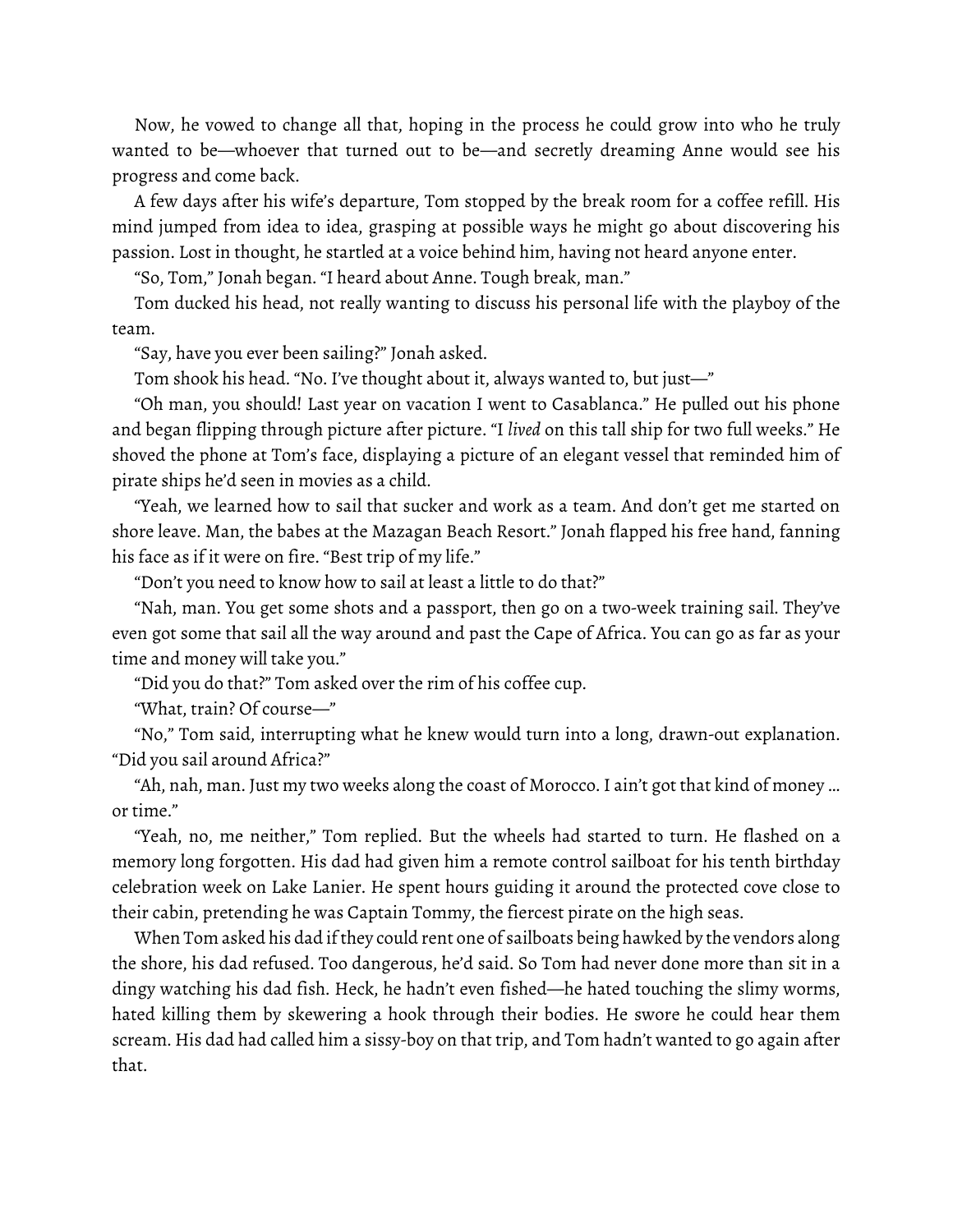Now, he vowed to change all that, hoping in the process he could grow into who he truly wanted to be—whoever that turned out to be—and secretly dreaming Anne would see his progress and come back.

A few days after his wife's departure, Tom stopped by the break room for a coffee refill. His mind jumped from idea to idea, grasping at possible ways he might go about discovering his passion. Lost in thought, he startled at a voice behind him, having not heard anyone enter.

"So, Tom," Jonah began. "I heard about Anne. Tough break, man."

Tom ducked his head, not really wanting to discuss his personal life with the playboy of the team.

"Say, have you ever been sailing?" Jonah asked.

Tom shook his head. "No. I've thought about it, always wanted to, but just—"

"Oh man, you should! Last year on vacation I went to Casablanca." He pulled out his phone and began flipping through picture after picture. "I *lived* on this tall ship for two full weeks." He shoved the phone at Tom's face, displaying a picture of an elegant vessel that reminded him of pirate ships he'd seen in movies as a child.

"Yeah, we learned how to sail that sucker and work as a team. And don't get me started on shore leave. Man, the babes at the Mazagan Beach Resort." Jonah flapped his free hand, fanning his face as if it were on fire. "Best trip of my life."

"Don't you need to know how to sail at least a little to do that?"

"Nah, man. You get some shots and a passport, then go on a two-week training sail. They've even got some that sail all the way around and past the Cape of Africa. You can go as far as your time and money will take you."

"Did you do that?" Tom asked over the rim of his coffee cup.

"What, train? Of course—"

"No," Tom said, interrupting what he knew would turn into a long, drawn-out explanation. "Did you sail around Africa?"

"Ah, nah, man. Just my two weeks along the coast of Morocco. I ain't got that kind of money … or time."

"Yeah, no, me neither," Tom replied. But the wheels had started to turn. He flashed on a memory long forgotten. His dad had given him a remote control sailboat for his tenth birthday celebration week on Lake Lanier. He spent hours guiding it around the protected cove close to their cabin, pretending he was Captain Tommy, the fiercest pirate on the high seas.

When Tom asked his dad if they could rent one of sailboats being hawked by the vendors along the shore, his dad refused. Too dangerous, he'd said. So Tom had never done more than sit in a dingy watching his dad fish. Heck, he hadn't even fished—he hated touching the slimy worms, hated killing them by skewering a hook through their bodies. He swore he could hear them scream. His dad had called him a sissy-boy on that trip, and Tom hadn't wanted to go again after that.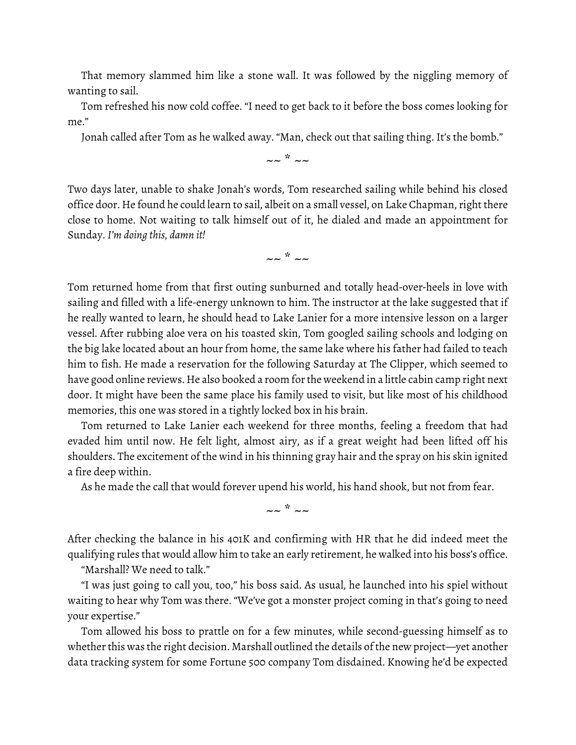That memory slammed him like a stone wall. It was followed by the niggling memory of wanting to sail.

Tom refreshed his now cold coffee. "I need to get back to it before the boss comes looking for me."

Jonah called after Tom as he walked away. "Man, check out that sailing thing. It's the bomb."

~~ * ~~

Two days later, unable to shake Jonah's words, Tom researched sailing while behind his closed office door. He found he could learn to sail, albeit on a small vessel, on Lake Chapman, right there close to home. Not waiting to talk himself out of it, he dialed and made an appointment for Sunday. *I'm doing this, damn it!*

~~ * ~~

Tom returned home from that first outing sunburned and totally head-over-heels in love with sailing and filled with a life-energy unknown to him. The instructor at the lake suggested that if he really wanted to learn, he should head to Lake Lanier for a more intensive lesson on a larger vessel. After rubbing aloe vera on his toasted skin, Tom googled sailing schools and lodging on the big lake located about an hour from home, the same lake where his father had failed to teach him to fish. He made a reservation for the following Saturday at The Clipper, which seemed to have good online reviews. He also booked a room for the weekend in a little cabin camp right next door. It might have been the same place his family used to visit, but like most of his childhood memories, this one was stored in a tightly locked box in his brain.

Tom returned to Lake Lanier each weekend for three months, feeling a freedom that had evaded him until now. He felt light, almost airy, as if a great weight had been lifted off his shoulders. The excitement of the wind in his thinning gray hair and the spray on his skin ignited a fire deep within.

As he made the call that would forever upend his world, his hand shook, but not from fear.

~~ * ~~

After checking the balance in his 401K and confirming with HR that he did indeed meet the qualifying rules that would allow him to take an early retirement, he walked into his boss's office.

"Marshall? We need to talk."

"I was just going to call you, too," his boss said. As usual, he launched into his spiel without waiting to hear why Tom was there. "We've got a monster project coming in that's going to need your expertise."

Tom allowed his boss to prattle on for a few minutes, while second-guessing himself as to whether this was the right decision. Marshall outlined the details of the new project—yet another data tracking system for some Fortune 500 company Tom disdained. Knowing he'd be expected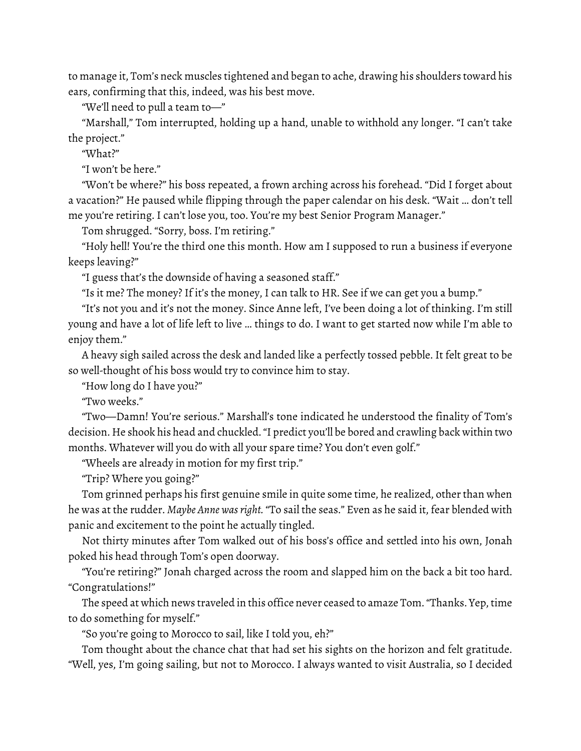to manage it, Tom's neck muscles tightened and began to ache, drawing his shoulders toward his ears, confirming that this, indeed, was his best move.

"We'll need to pull a team to—"

"Marshall," Tom interrupted, holding up a hand, unable to withhold any longer. "I can't take the project."

"What?"

"I won't be here."

"Won't be where?" his boss repeated, a frown arching across his forehead. "Did I forget about a vacation?" He paused while flipping through the paper calendar on his desk. "Wait … don't tell me you're retiring. I can't lose you, too. You're my best Senior Program Manager."

Tom shrugged. "Sorry, boss. I'm retiring."

"Holy hell! You're the third one this month. How am I supposed to run a business if everyone keeps leaving?"

"I guess that's the downside of having a seasoned staff."

"Is it me? The money? If it's the money, I can talk to HR. See if we can get you a bump."

"It's not you and it's not the money. Since Anne left, I've been doing a lot of thinking. I'm still young and have a lot of life left to live … things to do. I want to get started now while I'm able to enjoy them."

A heavy sigh sailed across the desk and landed like a perfectly tossed pebble. It felt great to be so well-thought of his boss would try to convince him to stay.

"How long do I have you?"

"Two weeks."

"Two—Damn! You're serious." Marshall's tone indicated he understood the finality of Tom's decision. He shook his head and chuckled. "I predict you'll be bored and crawling back within two months. Whatever will you do with all your spare time? You don't even golf."

"Wheels are already in motion for my first trip."

"Trip? Where you going?"

Tom grinned perhaps his first genuine smile in quite some time, he realized, other than when he was at the rudder. *Maybe Anne was right.* "To sail the seas." Even as he said it, fear blended with panic and excitement to the point he actually tingled.

Not thirty minutes after Tom walked out of his boss's office and settled into his own, Jonah poked his head through Tom's open doorway.

"You're retiring?" Jonah charged across the room and slapped him on the back a bit too hard. "Congratulations!"

The speed at which news traveled in this office never ceased to amaze Tom. "Thanks. Yep, time to do something for myself."

"So you're going to Morocco to sail, like I told you, eh?"

Tom thought about the chance chat that had set his sights on the horizon and felt gratitude. "Well, yes, I'm going sailing, but not to Morocco. I always wanted to visit Australia, so I decided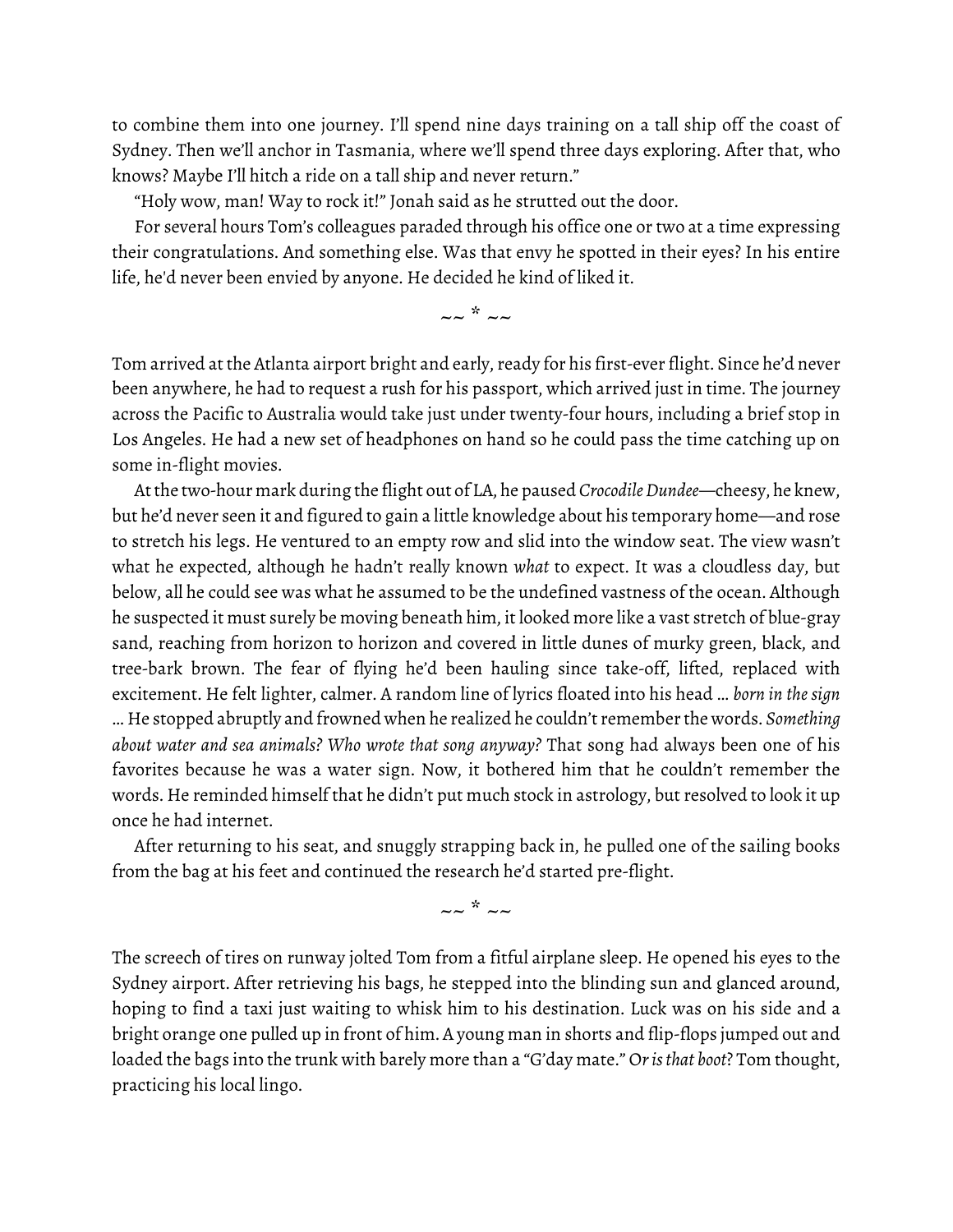to combine them into one journey. I'll spend nine days training on a tall ship off the coast of Sydney. Then we'll anchor in Tasmania, where we'll spend three days exploring. After that, who knows? Maybe I'll hitch a ride on a tall ship and never return."

"Holy wow, man! Way to rock it!" Jonah said as he strutted out the door.

For several hours Tom's colleagues paraded through his office one or two at a time expressing their congratulations. And something else. Was that envy he spotted in their eyes? In his entire life, he'd never been envied by anyone. He decided he kind of liked it.

~~ * ~~

Tom arrived at the Atlanta airport bright and early, ready for his first-ever flight. Since he'd never been anywhere, he had to request a rush for his passport, which arrived just in time. The journey across the Pacific to Australia would take just under twenty-four hours, including a brief stop in Los Angeles. He had a new set of headphones on hand so he could pass the time catching up on some in-flight movies.

At the two-hour mark during the flight out of LA, he paused *Crocodile Dundee*—cheesy, he knew, but he'd never seen it and figured to gain a little knowledge about his temporary home—and rose to stretch his legs. He ventured to an empty row and slid into the window seat. The view wasn't what he expected, although he hadn't really known *what* to expect. It was a cloudless day, but below, all he could see was what he assumed to be the undefined vastness of the ocean. Although he suspected it must surely be moving beneath him, it looked more like a vast stretch of blue-gray sand, reaching from horizon to horizon and covered in little dunes of murky green, black, and tree-bark brown. The fear of flying he'd been hauling since take-off, lifted, replaced with excitement. He felt lighter, calmer. A random line of lyrics floated into his head … *born in the sign* … He stopped abruptly and frowned when he realized he couldn't remember the words. *Something about water and sea animals? Who wrote that song anyway?* That song had always been one of his favorites because he was a water sign. Now, it bothered him that he couldn't remember the words. He reminded himself that he didn't put much stock in astrology, but resolved to look it up once he had internet.

After returning to his seat, and snuggly strapping back in, he pulled one of the sailing books from the bag at his feet and continued the research he'd started pre-flight.

~~ * ~~

The screech of tires on runway jolted Tom from a fitful airplane sleep. He opened his eyes to the Sydney airport. After retrieving his bags, he stepped into the blinding sun and glanced around, hoping to find a taxi just waiting to whisk him to his destination. Luck was on his side and a bright orange one pulled up in front of him. A young man in shorts and flip-flops jumped out and loaded the bags into the trunk with barely more than a "G'day mate." *Or is that boot?* Tom thought, practicing his local lingo.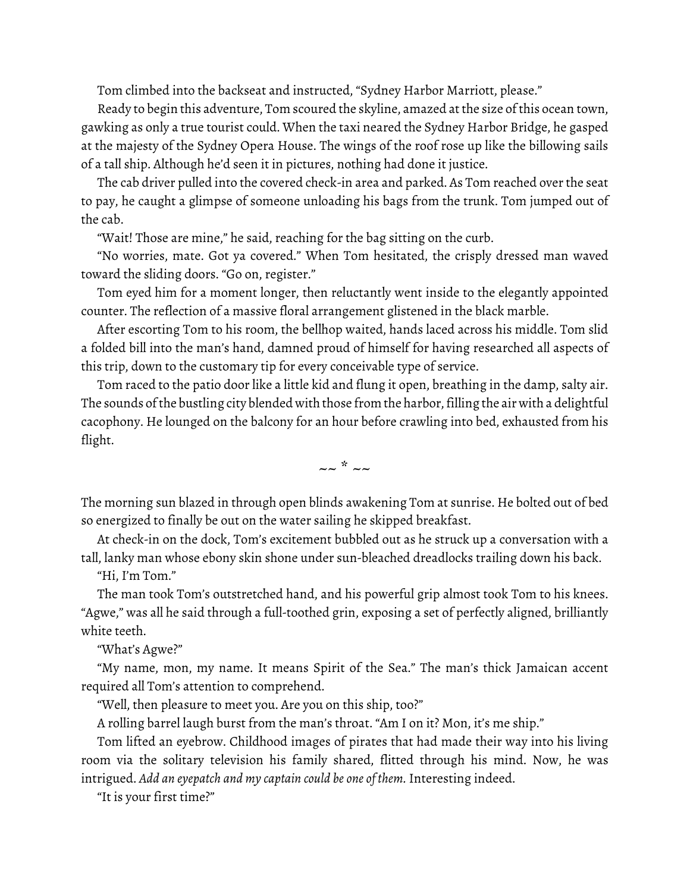Tom climbed into the backseat and instructed, "Sydney Harbor Marriott, please."

Ready to begin this adventure, Tom scoured the skyline, amazed at the size of this ocean town, gawking as only a true tourist could. When the taxi neared the Sydney Harbor Bridge, he gasped at the majesty of the Sydney Opera House. The wings of the roof rose up like the billowing sails of a tall ship. Although he'd seen it in pictures, nothing had done it justice.

The cab driver pulled into the covered check-in area and parked. As Tom reached over the seat to pay, he caught a glimpse of someone unloading his bags from the trunk. Tom jumped out of the cab.

"Wait! Those are mine," he said, reaching for the bag sitting on the curb.

"No worries, mate. Got ya covered." When Tom hesitated, the crisply dressed man waved toward the sliding doors. "Go on, register."

Tom eyed him for a moment longer, then reluctantly went inside to the elegantly appointed counter. The reflection of a massive floral arrangement glistened in the black marble.

After escorting Tom to his room, the bellhop waited, hands laced across his middle. Tom slid a folded bill into the man's hand, damned proud of himself for having researched all aspects of this trip, down to the customary tip for every conceivable type of service.

Tom raced to the patio door like a little kid and flung it open, breathing in the damp, salty air. The sounds of the bustling city blended with those from the harbor, filling the air with a delightful cacophony. He lounged on the balcony for an hour before crawling into bed, exhausted from his flight.

~~ * ~~

The morning sun blazed in through open blinds awakening Tom at sunrise. He bolted out of bed so energized to finally be out on the water sailing he skipped breakfast.

At check-in on the dock, Tom's excitement bubbled out as he struck up a conversation with a tall, lanky man whose ebony skin shone under sun-bleached dreadlocks trailing down his back.

"Hi, I'm Tom."

The man took Tom's outstretched hand, and his powerful grip almost took Tom to his knees. "Agwe," was all he said through a full-toothed grin, exposing a set of perfectly aligned, brilliantly white teeth.

"What's Agwe?"

"My name, mon, my name. It means Spirit of the Sea." The man's thick Jamaican accent required all Tom's attention to comprehend.

"Well, then pleasure to meet you. Are you on this ship, too?"

A rolling barrel laugh burst from the man's throat. "Am I on it? Mon, it's me ship."

Tom lifted an eyebrow. Childhood images of pirates that had made their way into his living room via the solitary television his family shared, flitted through his mind. Now, he was intrigued. *Add an eyepatch and my captain could be one of them.* Interesting indeed.

"It is your first time?"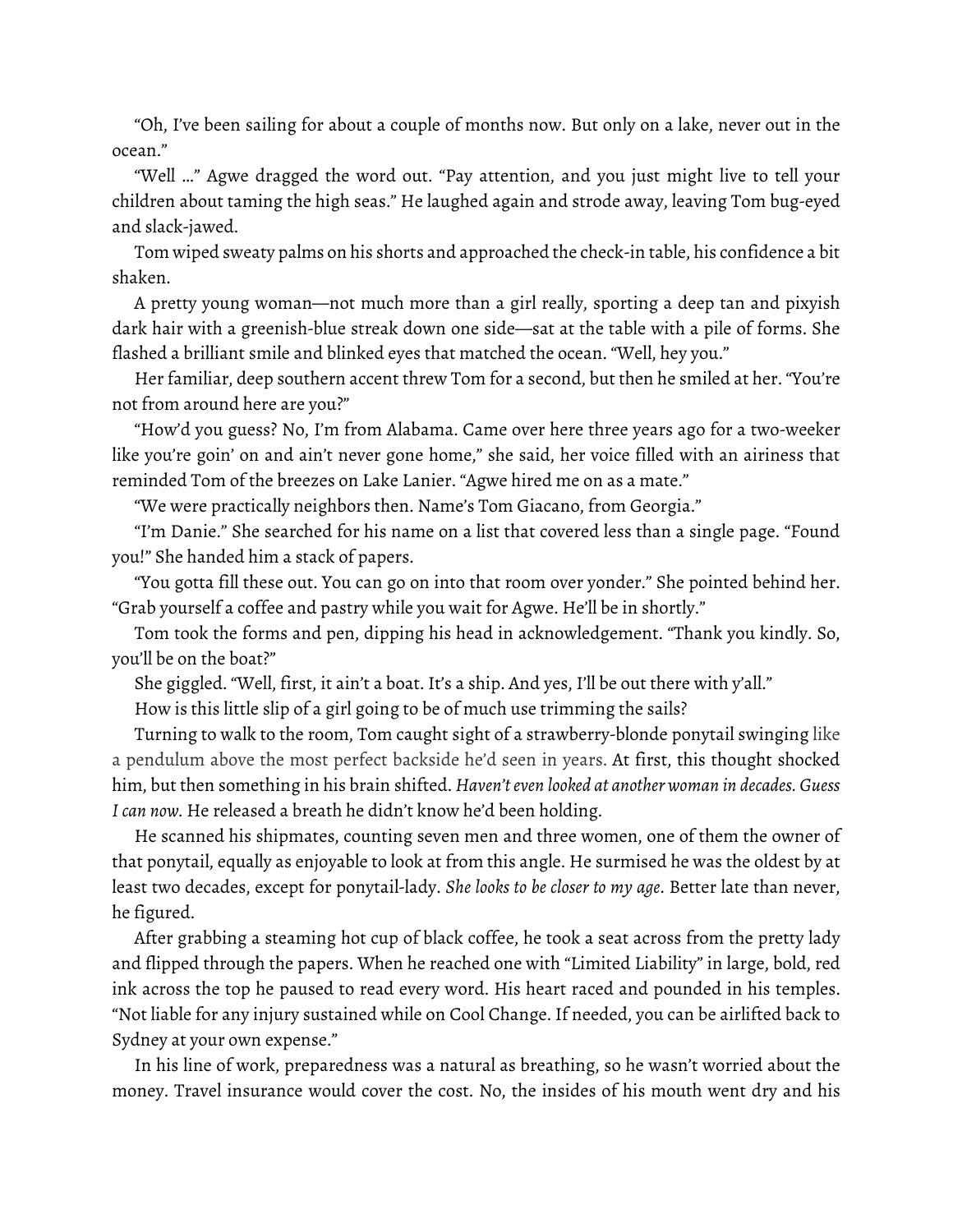"Oh, I've been sailing for about a couple of months now. But only on a lake, never out in the ocean."

"Well …" Agwe dragged the word out. "Pay attention, and you just might live to tell your children about taming the high seas." He laughed again and strode away, leaving Tom bug-eyed and slack-jawed.

Tom wiped sweaty palms on his shorts and approached the check-in table, his confidence a bit shaken.

A pretty young woman—not much more than a girl really, sporting a deep tan and pixyish dark hair with a greenish-blue streak down one side—sat at the table with a pile of forms. She flashed a brilliant smile and blinked eyes that matched the ocean. "Well, hey you."

Her familiar, deep southern accent threw Tom for a second, but then he smiled at her. "You're not from around here are you?"

"How'd you guess? No, I'm from Alabama. Came over here three years ago for a two-weeker like you're goin' on and ain't never gone home," she said, her voice filled with an airiness that reminded Tom of the breezes on Lake Lanier. "Agwe hired me on as a mate."

"We were practically neighbors then. Name's Tom Giacano, from Georgia."

"I'm Danie." She searched for his name on a list that covered less than a single page. "Found you!" She handed him a stack of papers.

"You gotta fill these out. You can go on into that room over yonder." She pointed behind her. "Grab yourself a coffee and pastry while you wait for Agwe. He'll be in shortly."

Tom took the forms and pen, dipping his head in acknowledgement. "Thank you kindly. So, you'll be on the boat?"

She giggled. "Well, first, it ain't a boat. It's a ship. And yes, I'll be out there with y'all."

How is this little slip of a girl going to be of much use trimming the sails?

Turning to walk to the room, Tom caught sight of a strawberry-blonde ponytail swinging like a pendulum above the most perfect backside he'd seen in years. At first, this thought shocked him, but then something in his brain shifted. *Haven't even looked at another woman in decades. Guess I can now.* He released a breath he didn't know he'd been holding.

He scanned his shipmates, counting seven men and three women, one of them the owner of that ponytail, equally as enjoyable to look at from this angle. He surmised he was the oldest by at least two decades, except for ponytail-lady. *She looks to be closer to my age*. Better late than never, he figured.

After grabbing a steaming hot cup of black coffee, he took a seat across from the pretty lady and flipped through the papers. When he reached one with "Limited Liability" in large, bold, red ink across the top he paused to read every word. His heart raced and pounded in his temples. "Not liable for any injury sustained while on Cool Change. If needed, you can be airlifted back to Sydney at your own expense."

In his line of work, preparedness was a natural as breathing, so he wasn't worried about the money. Travel insurance would cover the cost. No, the insides of his mouth went dry and his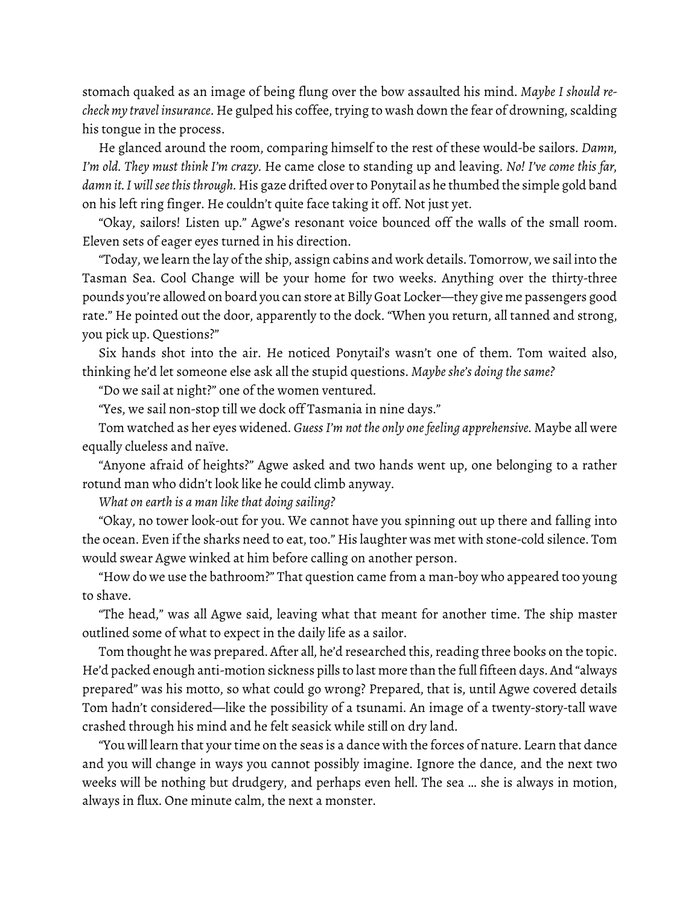stomach quaked as an image of being flung over the bow assaulted his mind. *Maybe I should re-check my travel insurance*. He gulped his coffee, trying to wash down the fear of drowning, scalding his tongue in the process.

He glanced around the room, comparing himself to the rest of these would-be sailors. *Damn, I'm old. They must think I'm crazy.* He came close to standing up and leaving. *No! I've come this far, damn it. I will see this through.* His gaze drifted over to Ponytail as he thumbed the simple gold band on his left ring finger. He couldn't quite face taking it off. Not just yet.

"Okay, sailors! Listen up." Agwe's resonant voice bounced off the walls of the small room. Eleven sets of eager eyes turned in his direction.

"Today, we learn the lay of the ship, assign cabins and work details. Tomorrow, we sail into the Tasman Sea. Cool Change will be your home for two weeks. Anything over the thirty-three pounds you're allowed on board you can store at Billy Goat Locker—they give me passengers good rate." He pointed out the door, apparently to the dock. "When you return, all tanned and strong, you pick up. Questions?"

Six hands shot into the air. He noticed Ponytail's wasn't one of them. Tom waited also, thinking he'd let someone else ask all the stupid questions. *Maybe she's doing the same?*

"Do we sail at night?" one of the women ventured.

"Yes, we sail non-stop till we dock off Tasmania in nine days."

Tom watched as her eyes widened. *Guess I'm not the only one feeling apprehensive.* Maybe all were equally clueless and naïve.

"Anyone afraid of heights?" Agwe asked and two hands went up, one belonging to a rather rotund man who didn't look like he could climb anyway.

*What on earth is a man like that doing sailing?*

"Okay, no tower look-out for you. We cannot have you spinning out up there and falling into the ocean. Even if the sharks need to eat, too." His laughter was met with stone-cold silence. Tom would swear Agwe winked at him before calling on another person.

"How do we use the bathroom?" That question came from a man-boy who appeared too young to shave.

"The head," was all Agwe said, leaving what that meant for another time. The ship master outlined some of what to expect in the daily life as a sailor.

Tom thought he was prepared. After all, he'd researched this, reading three books on the topic. He'd packed enough anti-motion sickness pills to last more than the full fifteen days. And "always prepared" was his motto, so what could go wrong? Prepared, that is, until Agwe covered details Tom hadn't considered—like the possibility of a tsunami. An image of a twenty-story-tall wave crashed through his mind and he felt seasick while still on dry land.

"You will learn that your time on the seas is a dance with the forces of nature. Learn that dance and you will change in ways you cannot possibly imagine. Ignore the dance, and the next two weeks will be nothing but drudgery, and perhaps even hell. The sea … she is always in motion, always in flux. One minute calm, the next a monster.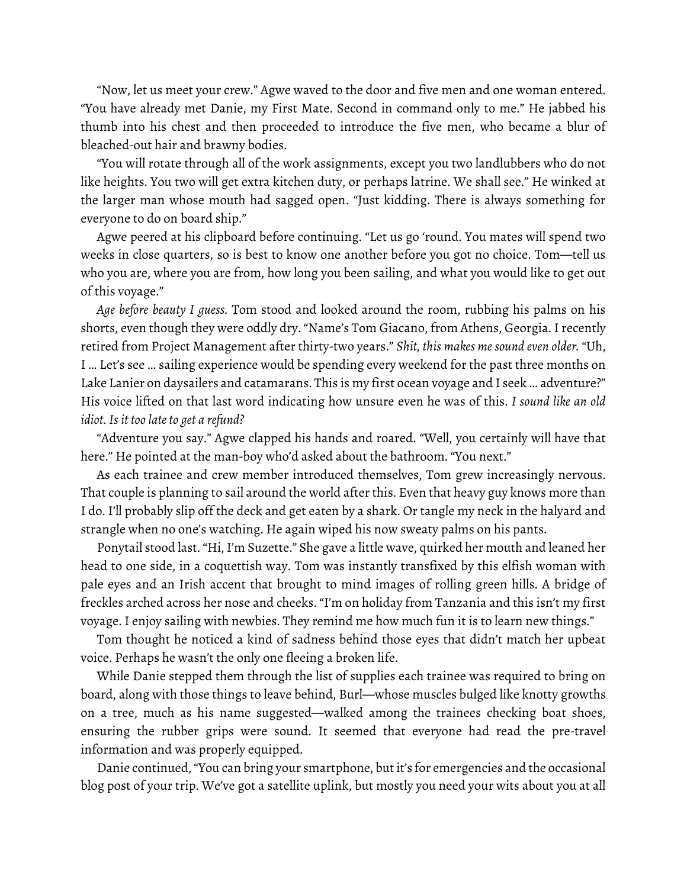"Now, let us meet your crew." Agwe waved to the door and five men and one woman entered. "You have already met Danie, my First Mate. Second in command only to me." He jabbed his thumb into his chest and then proceeded to introduce the five men, who became a blur of bleached-out hair and brawny bodies.

"You will rotate through all of the work assignments, except you two landlubbers who do not like heights. You two will get extra kitchen duty, or perhaps latrine. We shall see." He winked at the larger man whose mouth had sagged open. "Just kidding. There is always something for everyone to do on board ship."

Agwe peered at his clipboard before continuing. "Let us go 'round. You mates will spend two weeks in close quarters, so is best to know one another before you got no choice. Tom—tell us who you are, where you are from, how long you been sailing, and what you would like to get out of this voyage."

*Age before beauty I guess.* Tom stood and looked around the room, rubbing his palms on his shorts, even though they were oddly dry. "Name's Tom Giacano, from Athens, Georgia. I recently retired from Project Management after thirty-two years." *Shit, this makes me sound even older.* "Uh, I … Let's see … sailing experience would be spending every weekend for the past three months on Lake Lanier on daysailers and catamarans. This is my first ocean voyage and I seek … adventure?" His voice lifted on that last word indicating how unsure even he was of this. *I sound like an old idiot. Is it too late to get a refund?*

"Adventure you say." Agwe clapped his hands and roared. "Well, you certainly will have that here." He pointed at the man-boy who'd asked about the bathroom. "You next."

As each trainee and crew member introduced themselves, Tom grew increasingly nervous. That couple is planning to sail around the world after this. Even that heavy guy knows more than I do. I'll probably slip off the deck and get eaten by a shark. Or tangle my neck in the halyard and strangle when no one's watching. He again wiped his now sweaty palms on his pants.

Ponytail stood last. "Hi, I'm Suzette." She gave a little wave, quirked her mouth and leaned her head to one side, in a coquettish way. Tom was instantly transfixed by this elfish woman with pale eyes and an Irish accent that brought to mind images of rolling green hills. A bridge of freckles arched across her nose and cheeks. "I'm on holiday from Tanzania and this isn't my first voyage. I enjoy sailing with newbies. They remind me how much fun it is to learn new things."

Tom thought he noticed a kind of sadness behind those eyes that didn't match her upbeat voice. Perhaps he wasn't the only one fleeing a broken life.

While Danie stepped them through the list of supplies each trainee was required to bring on board, along with those things to leave behind, Burl—whose muscles bulged like knotty growths on a tree, much as his name suggested—walked among the trainees checking boat shoes, ensuring the rubber grips were sound. It seemed that everyone had read the pre-travel information and was properly equipped.

Danie continued, "You can bring your smartphone, but it's for emergencies and the occasional blog post of your trip. We've got a satellite uplink, but mostly you need your wits about you at all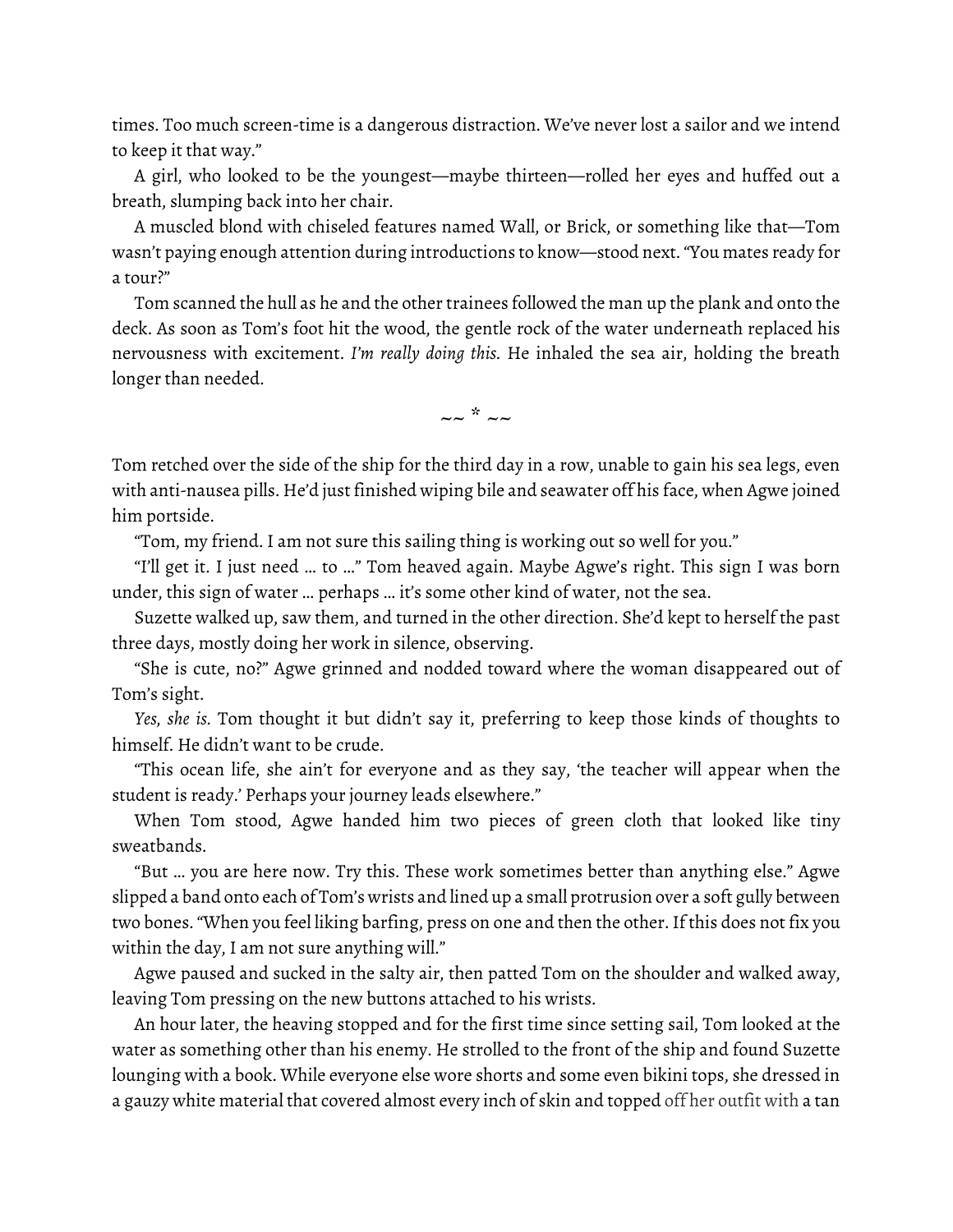times. Too much screen-time is a dangerous distraction. We've never lost a sailor and we intend to keep it that way."

A girl, who looked to be the youngest—maybe thirteen—rolled her eyes and huffed out a breath, slumping back into her chair.

A muscled blond with chiseled features named Wall, or Brick, or something like that—Tom wasn't paying enough attention during introductions to know—stood next. "You mates ready for a tour?"

Tom scanned the hull as he and the other trainees followed the man up the plank and onto the deck. As soon as Tom's foot hit the wood, the gentle rock of the water underneath replaced his nervousness with excitement. *I'm really doing this.* He inhaled the sea air, holding the breath longer than needed.

~~ * ~~

Tom retched over the side of the ship for the third day in a row, unable to gain his sea legs, even with anti-nausea pills. He'd just finished wiping bile and seawater off his face, when Agwe joined him portside.

"Tom, my friend. I am not sure this sailing thing is working out so well for you."

"I'll get it. I just need … to …" Tom heaved again. Maybe Agwe's right. This sign I was born under, this sign of water … perhaps … it's some other kind of water, not the sea.

Suzette walked up, saw them, and turned in the other direction. She'd kept to herself the past three days, mostly doing her work in silence, observing.

"She is cute, no?" Agwe grinned and nodded toward where the woman disappeared out of Tom's sight.

*Yes, she is.* Tom thought it but didn't say it, preferring to keep those kinds of thoughts to himself. He didn't want to be crude.

"This ocean life, she ain't for everyone and as they say, 'the teacher will appear when the student is ready.' Perhaps your journey leads elsewhere."

When Tom stood, Agwe handed him two pieces of green cloth that looked like tiny sweatbands.

"But … you are here now. Try this. These work sometimes better than anything else." Agwe slipped a band onto each of Tom's wrists and lined up a small protrusion over a soft gully between two bones. "When you feel liking barfing, press on one and then the other. If this does not fix you within the day, I am not sure anything will."

Agwe paused and sucked in the salty air, then patted Tom on the shoulder and walked away, leaving Tom pressing on the new buttons attached to his wrists.

An hour later, the heaving stopped and for the first time since setting sail, Tom looked at the water as something other than his enemy. He strolled to the front of the ship and found Suzette lounging with a book. While everyone else wore shorts and some even bikini tops, she dressed in a gauzy white material that covered almost every inch of skin and topped off her outfit with a tan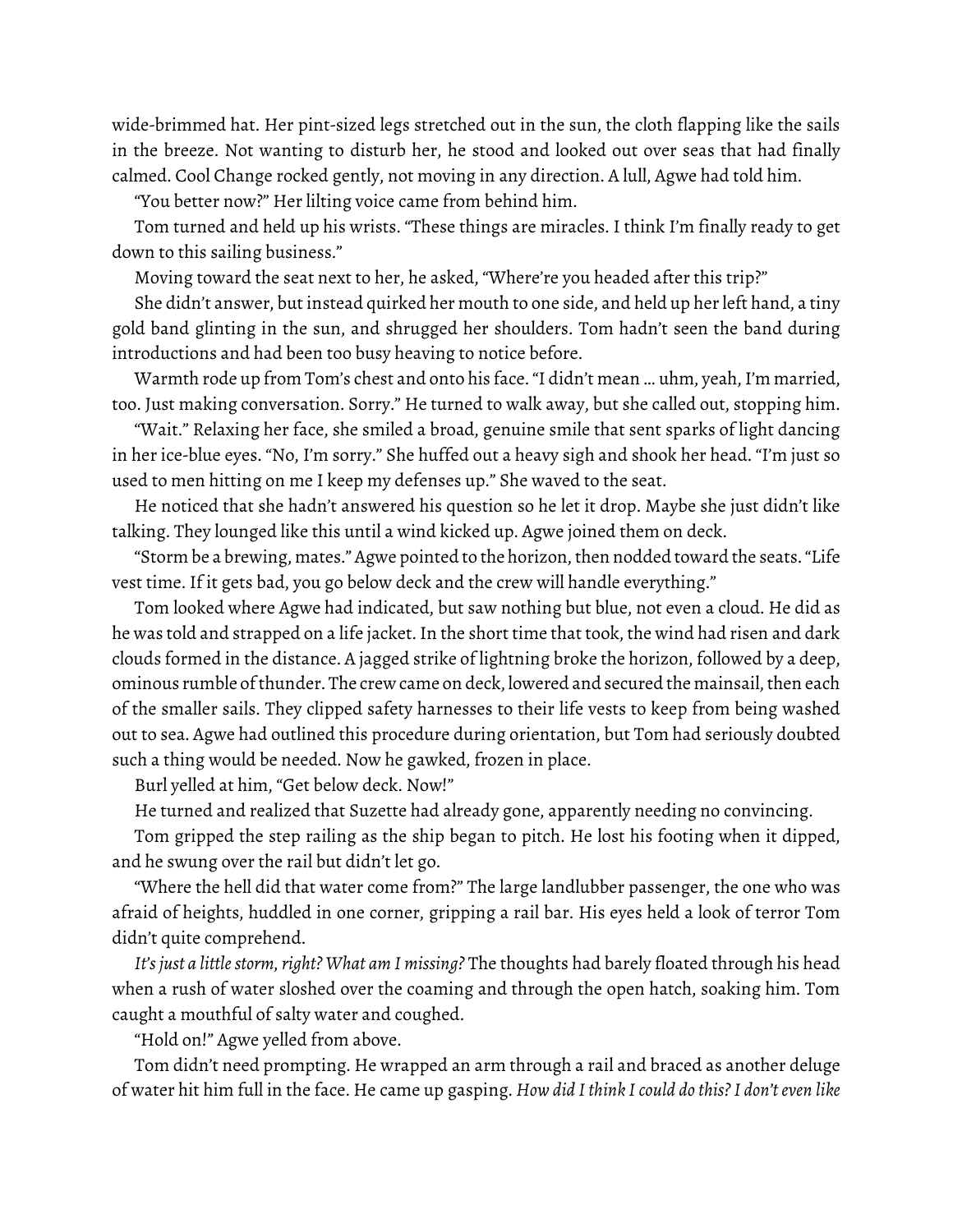wide-brimmed hat. Her pint-sized legs stretched out in the sun, the cloth flapping like the sails in the breeze. Not wanting to disturb her, he stood and looked out over seas that had finally calmed. Cool Change rocked gently, not moving in any direction. A lull, Agwe had told him.

"You better now?" Her lilting voice came from behind him.

Tom turned and held up his wrists. "These things are miracles. I think I'm finally ready to get down to this sailing business."

Moving toward the seat next to her, he asked, "Where're you headed after this trip?"

She didn't answer, but instead quirked her mouth to one side, and held up her left hand, a tiny gold band glinting in the sun, and shrugged her shoulders. Tom hadn't seen the band during introductions and had been too busy heaving to notice before.

Warmth rode up from Tom's chest and onto his face. "I didn't mean … uhm, yeah, I'm married, too. Just making conversation. Sorry." He turned to walk away, but she called out, stopping him.

"Wait." Relaxing her face, she smiled a broad, genuine smile that sent sparks of light dancing in her ice-blue eyes. "No, I'm sorry." She huffed out a heavy sigh and shook her head. "I'm just so used to men hitting on me I keep my defenses up." She waved to the seat.

He noticed that she hadn't answered his question so he let it drop. Maybe she just didn't like talking. They lounged like this until a wind kicked up. Agwe joined them on deck.

"Storm be a brewing, mates." Agwe pointed to the horizon, then nodded toward the seats. "Life vest time. If it gets bad, you go below deck and the crew will handle everything."

Tom looked where Agwe had indicated, but saw nothing but blue, not even a cloud. He did as he was told and strapped on a life jacket. In the short time that took, the wind had risen and dark clouds formed in the distance. A jagged strike of lightning broke the horizon, followed by a deep, ominous rumble of thunder. The crew came on deck, lowered and secured the mainsail, then each of the smaller sails. They clipped safety harnesses to their life vests to keep from being washed out to sea. Agwe had outlined this procedure during orientation, but Tom had seriously doubted such a thing would be needed. Now he gawked, frozen in place.

Burl yelled at him, "Get below deck. Now!"

He turned and realized that Suzette had already gone, apparently needing no convincing.

Tom gripped the step railing as the ship began to pitch. He lost his footing when it dipped, and he swung over the rail but didn't let go.

"Where the hell did that water come from?" The large landlubber passenger, the one who was afraid of heights, huddled in one corner, gripping a rail bar. His eyes held a look of terror Tom didn't quite comprehend.

*It's just a little storm, right? What am I missing?* The thoughts had barely floated through his head when a rush of water sloshed over the coaming and through the open hatch, soaking him. Tom caught a mouthful of salty water and coughed.

"Hold on!" Agwe yelled from above.

Tom didn't need prompting. He wrapped an arm through a rail and braced as another deluge of water hit him full in the face. He came up gasping. *How did I think I could do this? I don't even like*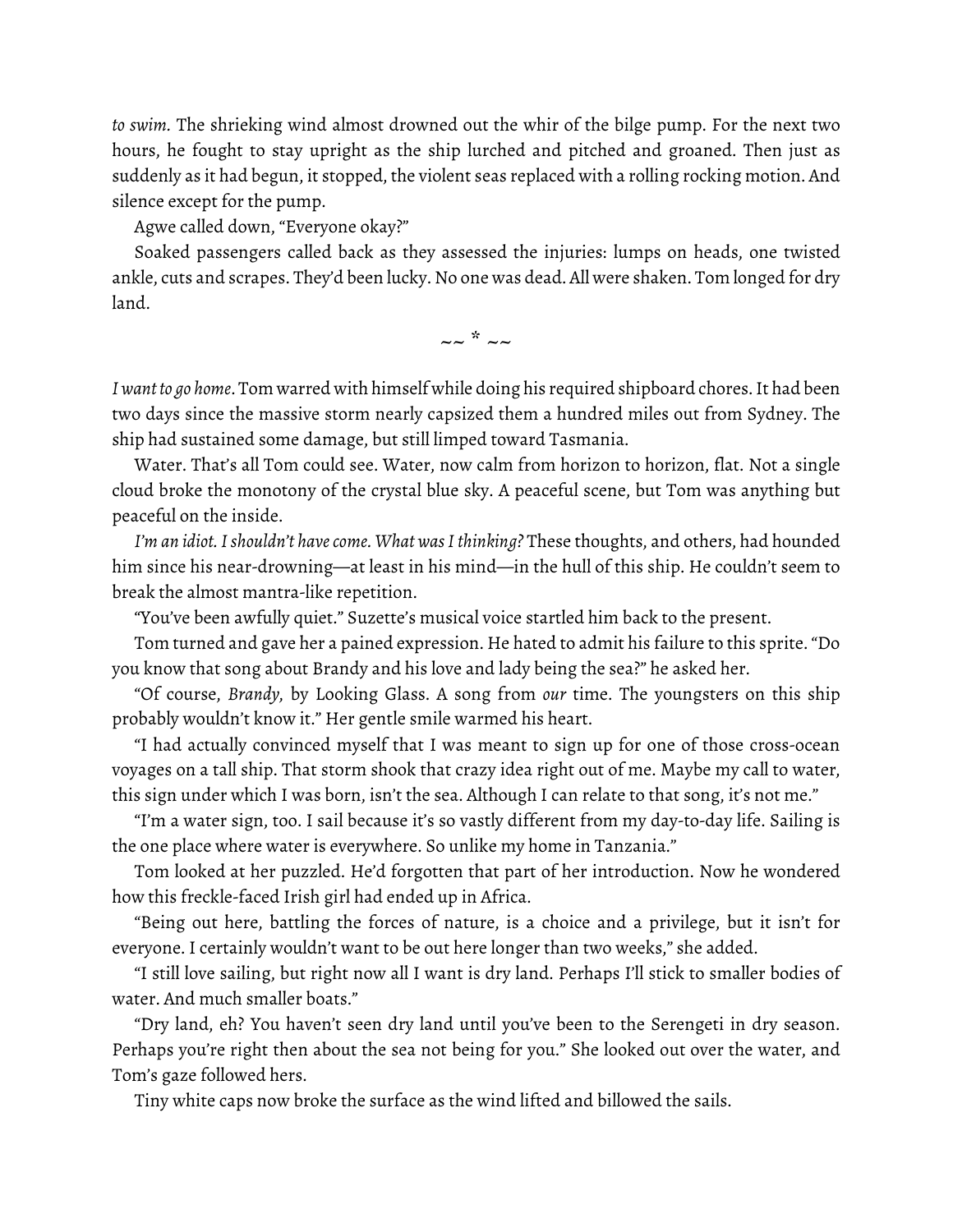*to swim.* The shrieking wind almost drowned out the whir of the bilge pump. For the next two hours, he fought to stay upright as the ship lurched and pitched and groaned. Then just as suddenly as it had begun, it stopped, the violent seas replaced with a rolling rocking motion. And silence except for the pump.

Agwe called down, "Everyone okay?"

Soaked passengers called back as they assessed the injuries: lumps on heads, one twisted ankle, cuts and scrapes. They'd been lucky. No one was dead. All were shaken. Tom longed for dry land.

~~ * ~~

*I want to go home*. Tom warred with himself while doing his required shipboard chores. It had been two days since the massive storm nearly capsized them a hundred miles out from Sydney. The ship had sustained some damage, but still limped toward Tasmania.

Water. That's all Tom could see. Water, now calm from horizon to horizon, flat. Not a single cloud broke the monotony of the crystal blue sky. A peaceful scene, but Tom was anything but peaceful on the inside.

*I'm an idiot. I shouldn't have come. What was I thinking?* These thoughts, and others, had hounded him since his near-drowning—at least in his mind—in the hull of this ship. He couldn't seem to break the almost mantra-like repetition.

"You've been awfully quiet." Suzette's musical voice startled him back to the present.

Tom turned and gave her a pained expression. He hated to admit his failure to this sprite. "Do you know that song about Brandy and his love and lady being the sea?" he asked her.

"Of course, *Brandy*, by Looking Glass. A song from *our* time. The youngsters on this ship probably wouldn't know it." Her gentle smile warmed his heart.

"I had actually convinced myself that I was meant to sign up for one of those cross-ocean voyages on a tall ship. That storm shook that crazy idea right out of me. Maybe my call to water, this sign under which I was born, isn't the sea. Although I can relate to that song, it's not me."

"I'm a water sign, too. I sail because it's so vastly different from my day-to-day life. Sailing is the one place where water is everywhere. So unlike my home in Tanzania."

Tom looked at her puzzled. He'd forgotten that part of her introduction. Now he wondered how this freckle-faced Irish girl had ended up in Africa.

"Being out here, battling the forces of nature, is a choice and a privilege, but it isn't for everyone. I certainly wouldn't want to be out here longer than two weeks," she added.

"I still love sailing, but right now all I want is dry land. Perhaps I'll stick to smaller bodies of water. And much smaller boats."

"Dry land, eh? You haven't seen dry land until you've been to the Serengeti in dry season. Perhaps you're right then about the sea not being for you." She looked out over the water, and Tom's gaze followed hers.

Tiny white caps now broke the surface as the wind lifted and billowed the sails.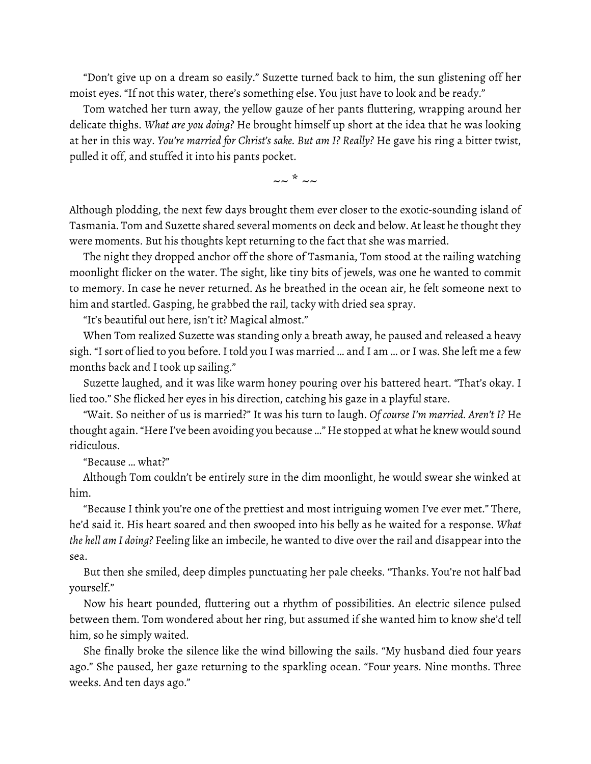"Don't give up on a dream so easily." Suzette turned back to him, the sun glistening off her moist eyes. "If not this water, there's something else. You just have to look and be ready."

Tom watched her turn away, the yellow gauze of her pants fluttering, wrapping around her delicate thighs. *What are you doing?* He brought himself up short at the idea that he was looking at her in this way. *You're married for Christ's sake. But am I? Really?* He gave his ring a bitter twist, pulled it off, and stuffed it into his pants pocket.

~~ * ~~

Although plodding, the next few days brought them ever closer to the exotic-sounding island of Tasmania. Tom and Suzette shared several moments on deck and below. At least he thought they were moments. But his thoughts kept returning to the fact that she was married.

The night they dropped anchor off the shore of Tasmania, Tom stood at the railing watching moonlight flicker on the water. The sight, like tiny bits of jewels, was one he wanted to commit to memory. In case he never returned. As he breathed in the ocean air, he felt someone next to him and startled. Gasping, he grabbed the rail, tacky with dried sea spray.

"It's beautiful out here, isn't it? Magical almost."

When Tom realized Suzette was standing only a breath away, he paused and released a heavy sigh. "I sort of lied to you before. I told you I was married … and I am … or I was. She left me a few months back and I took up sailing."

Suzette laughed, and it was like warm honey pouring over his battered heart. "That's okay. I lied too." She flicked her eyes in his direction, catching his gaze in a playful stare.

"Wait. So neither of us is married?" It was his turn to laugh. *Of course I'm married. Aren't I?* He thought again. "Here I've been avoiding you because …" He stopped at what he knew would sound ridiculous.

"Because … what?"

Although Tom couldn't be entirely sure in the dim moonlight, he would swear she winked at him.

"Because I think you're one of the prettiest and most intriguing women I've ever met." There, he'd said it. His heart soared and then swooped into his belly as he waited for a response. *What the hell am I doing?* Feeling like an imbecile, he wanted to dive over the rail and disappear into the sea.

But then she smiled, deep dimples punctuating her pale cheeks. "Thanks. You're not half bad yourself."

Now his heart pounded, fluttering out a rhythm of possibilities. An electric silence pulsed between them. Tom wondered about her ring, but assumed if she wanted him to know she'd tell him, so he simply waited.

She finally broke the silence like the wind billowing the sails. "My husband died four years ago." She paused, her gaze returning to the sparkling ocean. "Four years. Nine months. Three weeks. And ten days ago."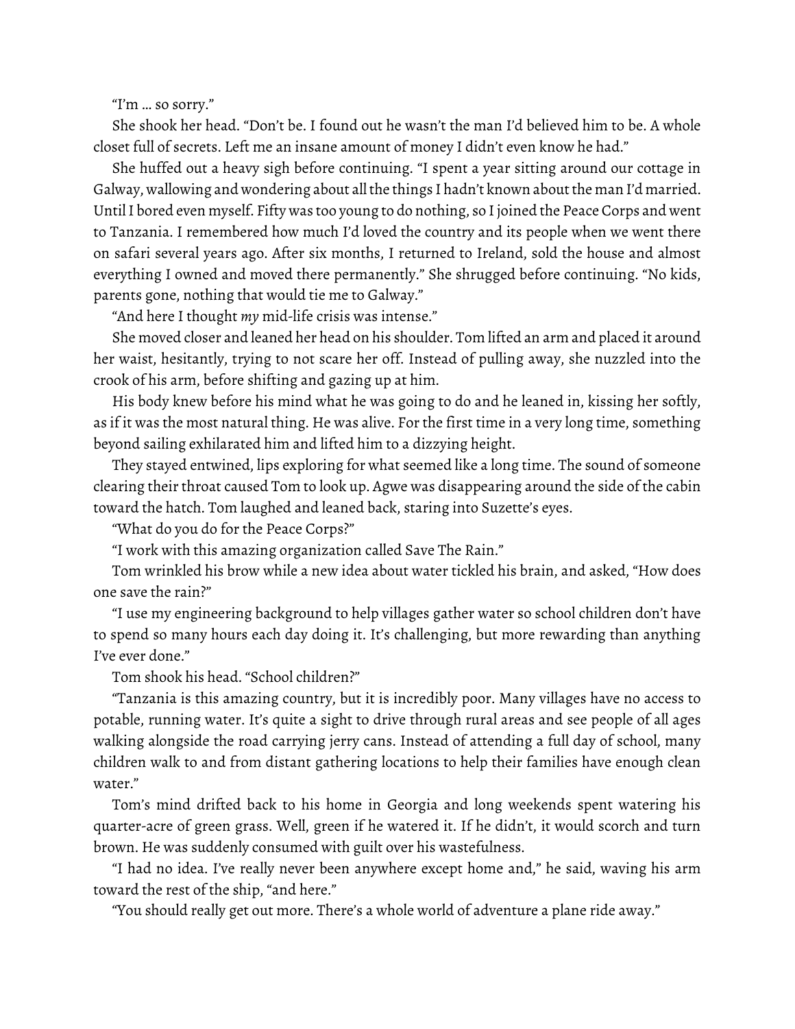"I'm … so sorry."

She shook her head. "Don't be. I found out he wasn't the man I'd believed him to be. A whole closet full of secrets. Left me an insane amount of money I didn't even know he had."

She huffed out a heavy sigh before continuing. "I spent a year sitting around our cottage in Galway, wallowing and wondering about all the things I hadn't known about the man I'd married. Until I bored even myself. Fifty was too young to do nothing, so I joined the Peace Corps and went to Tanzania. I remembered how much I'd loved the country and its people when we went there on safari several years ago. After six months, I returned to Ireland, sold the house and almost everything I owned and moved there permanently." She shrugged before continuing. "No kids, parents gone, nothing that would tie me to Galway."

"And here I thought *my* mid-life crisis was intense."

She moved closer and leaned her head on his shoulder. Tom lifted an arm and placed it around her waist, hesitantly, trying to not scare her off. Instead of pulling away, she nuzzled into the crook of his arm, before shifting and gazing up at him.

His body knew before his mind what he was going to do and he leaned in, kissing her softly, as if it was the most natural thing. He was alive. For the first time in a very long time, something beyond sailing exhilarated him and lifted him to a dizzying height.

They stayed entwined, lips exploring for what seemed like a long time. The sound of someone clearing their throat caused Tom to look up. Agwe was disappearing around the side of the cabin toward the hatch. Tom laughed and leaned back, staring into Suzette's eyes.

"What do you do for the Peace Corps?"

"I work with this amazing organization called Save The Rain."

Tom wrinkled his brow while a new idea about water tickled his brain, and asked, "How does one save the rain?"

"I use my engineering background to help villages gather water so school children don't have to spend so many hours each day doing it. It's challenging, but more rewarding than anything I've ever done."

Tom shook his head. "School children?"

"Tanzania is this amazing country, but it is incredibly poor. Many villages have no access to potable, running water. It's quite a sight to drive through rural areas and see people of all ages walking alongside the road carrying jerry cans. Instead of attending a full day of school, many children walk to and from distant gathering locations to help their families have enough clean water."

Tom's mind drifted back to his home in Georgia and long weekends spent watering his quarter-acre of green grass. Well, green if he watered it. If he didn't, it would scorch and turn brown. He was suddenly consumed with guilt over his wastefulness.

"I had no idea. I've really never been anywhere except home and," he said, waving his arm toward the rest of the ship, "and here."

"You should really get out more. There's a whole world of adventure a plane ride away."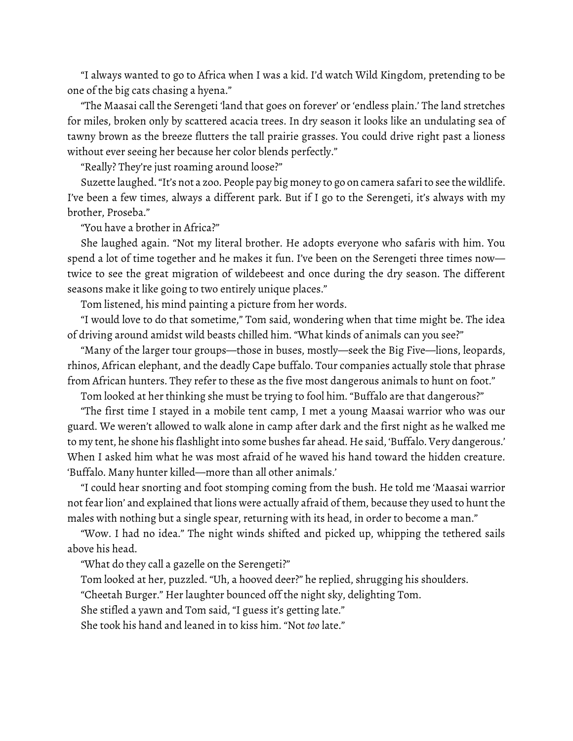"I always wanted to go to Africa when I was a kid. I'd watch Wild Kingdom, pretending to be one of the big cats chasing a hyena."

"The Maasai call the Serengeti 'land that goes on forever' or 'endless plain.' The land stretches for miles, broken only by scattered acacia trees. In dry season it looks like an undulating sea of tawny brown as the breeze flutters the tall prairie grasses. You could drive right past a lioness without ever seeing her because her color blends perfectly."

"Really? They're just roaming around loose?"

Suzette laughed. "It's not a zoo. People pay big money to go on camera safari to see the wildlife. I've been a few times, always a different park. But if I go to the Serengeti, it's always with my brother, Proseba."

"You have a brother in Africa?"

She laughed again. "Not my literal brother. He adopts everyone who safaris with him. You spend a lot of time together and he makes it fun. I've been on the Serengeti three times now—twice to see the great migration of wildebeest and once during the dry season. The different seasons make it like going to two entirely unique places."

Tom listened, his mind painting a picture from her words.

"I would love to do that sometime," Tom said, wondering when that time might be. The idea of driving around amidst wild beasts chilled him. "What kinds of animals can you see?"

"Many of the larger tour groups—those in buses, mostly—seek the Big Five—lions, leopards, rhinos, African elephant, and the deadly Cape buffalo. Tour companies actually stole that phrase from African hunters. They refer to these as the five most dangerous animals to hunt on foot."

Tom looked at her thinking she must be trying to fool him. "Buffalo are that dangerous?"

"The first time I stayed in a mobile tent camp, I met a young Maasai warrior who was our guard. We weren't allowed to walk alone in camp after dark and the first night as he walked me to my tent, he shone his flashlight into some bushes far ahead. He said, 'Buffalo. Very dangerous.' When I asked him what he was most afraid of he waved his hand toward the hidden creature. 'Buffalo. Many hunter killed—more than all other animals.'

"I could hear snorting and foot stomping coming from the bush. He told me 'Maasai warrior not fear lion' and explained that lions were actually afraid of them, because they used to hunt the males with nothing but a single spear, returning with its head, in order to become a man."

"Wow. I had no idea." The night winds shifted and picked up, whipping the tethered sails above his head.

"What do they call a gazelle on the Serengeti?"

Tom looked at her, puzzled. "Uh, a hooved deer?" he replied, shrugging his shoulders.

"Cheetah Burger." Her laughter bounced off the night sky, delighting Tom.

She stifled a yawn and Tom said, "I guess it's getting late."

She took his hand and leaned in to kiss him. "Not *too* late."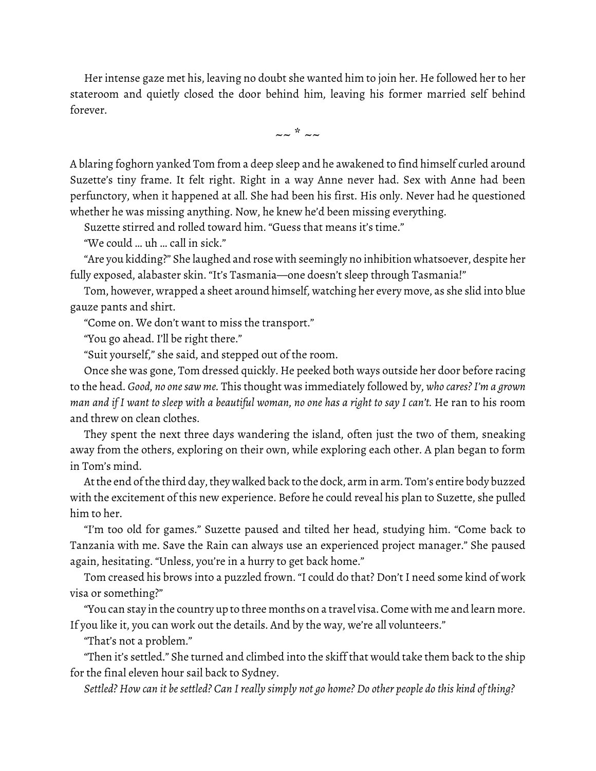Her intense gaze met his, leaving no doubt she wanted him to join her. He followed her to her stateroom and quietly closed the door behind him, leaving his former married self behind forever.

~~ * ~~

A blaring foghorn yanked Tom from a deep sleep and he awakened to find himself curled around Suzette's tiny frame. It felt right. Right in a way Anne never had. Sex with Anne had been perfunctory, when it happened at all. She had been his first. His only. Never had he questioned whether he was missing anything. Now, he knew he'd been missing everything.

Suzette stirred and rolled toward him. "Guess that means it's time."

"We could … uh … call in sick."

"Are you kidding?" She laughed and rose with seemingly no inhibition whatsoever, despite her fully exposed, alabaster skin. "It's Tasmania—one doesn't sleep through Tasmania!"

Tom, however, wrapped a sheet around himself, watching her every move, as she slid into blue gauze pants and shirt.

"Come on. We don't want to miss the transport."

"You go ahead. I'll be right there."

"Suit yourself," she said, and stepped out of the room.

Once she was gone, Tom dressed quickly. He peeked both ways outside her door before racing to the head. *Good, no one saw me.* This thought was immediately followed by, *who cares? I'm a grown man and if I want to sleep with a beautiful woman, no one has a right to say I can't.* He ran to his room and threw on clean clothes.

They spent the next three days wandering the island, often just the two of them, sneaking away from the others, exploring on their own, while exploring each other. A plan began to form in Tom's mind.

At the end of the third day, they walked back to the dock, arm in arm. Tom's entire body buzzed with the excitement of this new experience. Before he could reveal his plan to Suzette, she pulled him to her.

"I'm too old for games." Suzette paused and tilted her head, studying him. "Come back to Tanzania with me. Save the Rain can always use an experienced project manager." She paused again, hesitating. "Unless, you're in a hurry to get back home."

Tom creased his brows into a puzzled frown. "I could do that? Don't I need some kind of work visa or something?"

"You can stay in the country up to three months on a travel visa. Come with me and learn more. If you like it, you can work out the details. And by the way, we're all volunteers."

"That's not a problem."

"Then it's settled." She turned and climbed into the skiff that would take them back to the ship for the final eleven hour sail back to Sydney.

*Settled? How can it be settled? Can I really simply not go home? Do other people do this kind of thing?*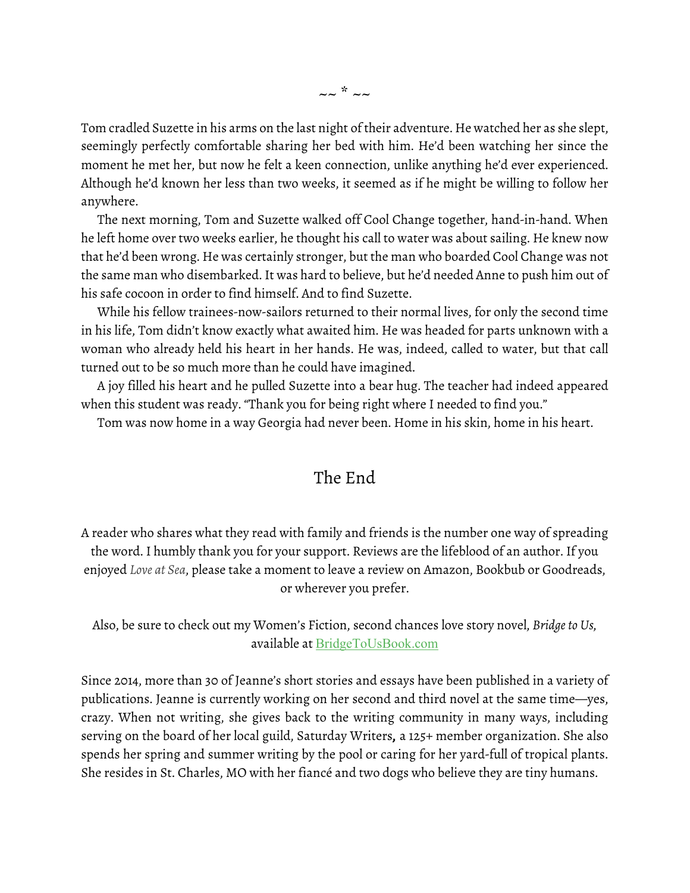~~ * ~~

Tom cradled Suzette in his arms on the last night of their adventure. He watched her as she slept, seemingly perfectly comfortable sharing her bed with him. He'd been watching her since the moment he met her, but now he felt a keen connection, unlike anything he'd ever experienced. Although he'd known her less than two weeks, it seemed as if he might be willing to follow her anywhere.

The next morning, Tom and Suzette walked off Cool Change together, hand-in-hand. When he left home over two weeks earlier, he thought his call to water was about sailing. He knew now that he'd been wrong. He was certainly stronger, but the man who boarded Cool Change was not the same man who disembarked. It was hard to believe, but he'd needed Anne to push him out of his safe cocoon in order to find himself. And to find Suzette.

While his fellow trainees-now-sailors returned to their normal lives, for only the second time in his life, Tom didn't know exactly what awaited him. He was headed for parts unknown with a woman who already held his heart in her hands. He was, indeed, called to water, but that call turned out to be so much more than he could have imagined.

A joy filled his heart and he pulled Suzette into a bear hug. The teacher had indeed appeared when this student was ready. "Thank you for being right where I needed to find you."

Tom was now home in a way Georgia had never been. Home in his skin, home in his heart.

## The End

A reader who shares what they read with family and friends is the number one way of spreading the word. I humbly thank you for your support. Reviews are the lifeblood of an author. If you enjoyed *Love at Sea*, please take a moment to leave a review on Amazon, Bookbub or Goodreads, or wherever you prefer.

Also, be sure to check out my Women's Fiction, second chances love story novel, *Bridge to Us*, available at BridgeToUsBook.com

Since 2014, more than 30 of Jeanne's short stories and essays have been published in a variety of publications. Jeanne is currently working on her second and third novel at the same time—yes, crazy. When not writing, she gives back to the writing community in many ways, including serving on the board of her local guild, Saturday Writers**,** a 125+ member organization. She also spends her spring and summer writing by the pool or caring for her yard-full of tropical plants. She resides in St. Charles, MO with her fiancé and two dogs who believe they are tiny humans.